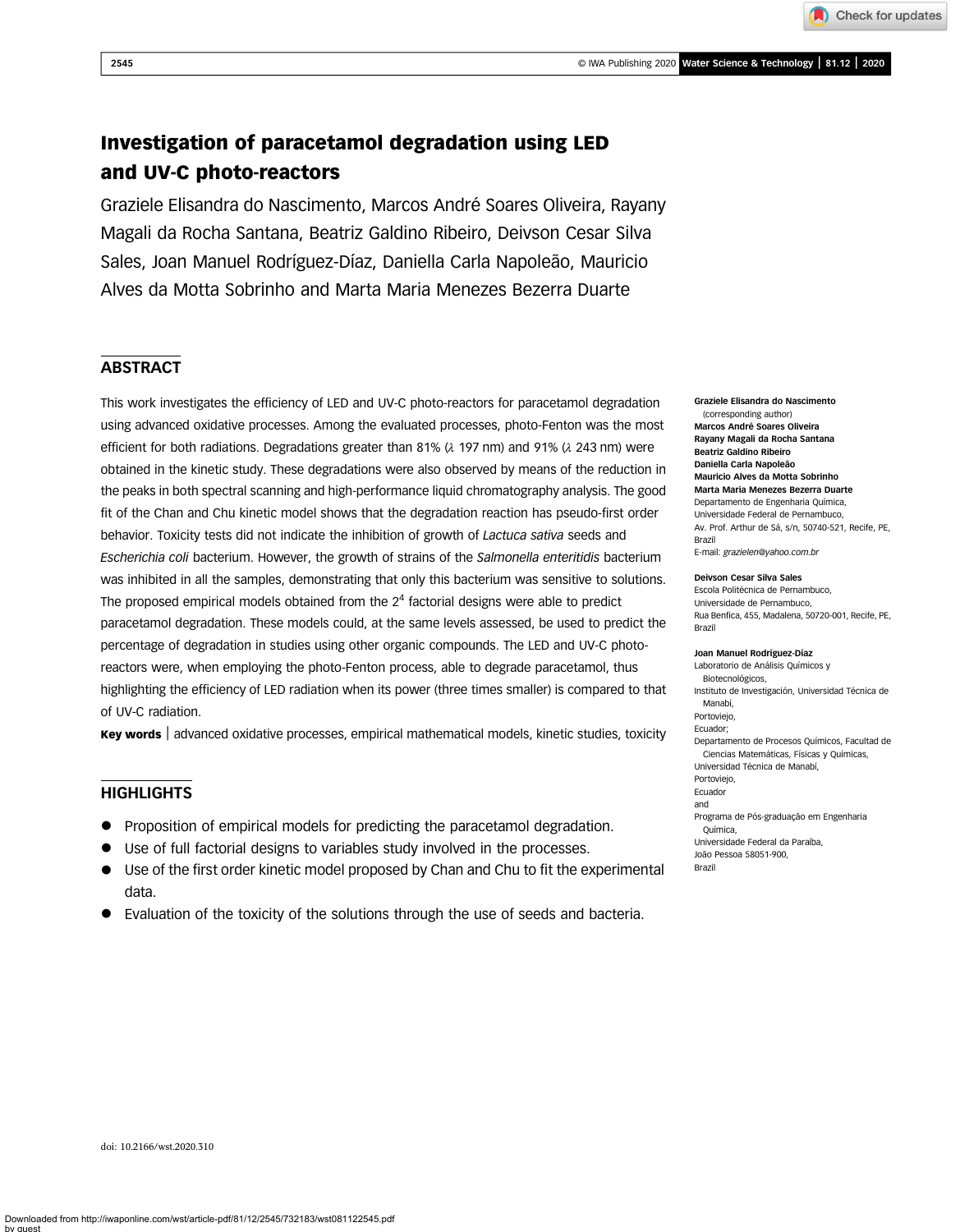# Investigation of paracetamol degradation using LED and UV-C photo-reactors

Graziele Elisandra do Nascimento, Marcos André Soares Oliveira, Rayany Magali da Rocha Santana, Beatriz Galdino Ribeiro, Deivson Cesar Silva Sales, Joan Manuel Rodríguez-Díaz, Daniella Carla Napoleão, Mauricio Alves da Motta Sobrinho and Marta Maria Menezes Bezerra Duarte

## ABSTRACT

This work investigates the efficiency of LED and UV-C photo-reactors for paracetamol degradation using advanced oxidative processes. Among the evaluated processes, photo-Fenton was the most efficient for both radiations. Degradations greater than 81% ($\lambda$ 197 nm) and 91% ($\lambda$ 243 nm) were obtained in the kinetic study. These degradations were also observed by means of the reduction in the peaks in both spectral scanning and high-performance liquid chromatography analysis. The good fit of the Chan and Chu kinetic model shows that the degradation reaction has pseudo-first order behavior. Toxicity tests did not indicate the inhibition of growth of *Lactuca sativa* seeds and *Escherichia coli* bacterium. However, the growth of strains of the *Salmonella enteritidis* bacterium was inhibited in all the samples, demonstrating that only this bacterium was sensitive to solutions. The proposed empirical models obtained from the $2^4$ factorial designs were able to predict paracetamol degradation. These models could, at the same levels assessed, be used to predict the percentage of degradation in studies using other organic compounds. The LED and UV-C photo-reactors were, when employing the photo-Fenton process, able to degrade paracetamol, thus highlighting the efficiency of LED radiation when its power (three times smaller) is compared to that of UV-C radiation.

**Key words** | advanced oxidative processes, empirical mathematical models, kinetic studies, toxicity

**Graziele Elisandra do Nascimento** (corresponding author)
**Marcos André Soares Oliveira**
**Rayany Magali da Rocha Santana**
**Beatriz Galdino Ribeiro**
**Daniella Carla Napoleão**
**Mauricio Alves da Motta Sobrinho**
**Marta Maria Menezes Bezerra Duarte**
Departamento de Engenharia Química,
Universidade Federal de Pernambuco,
Av. Prof. Arthur de Sá, s/n, 50740-521, Recife, PE,
Brazil
E-mail: *grazielen@yahoo.com.br*

**Deivson Cesar Silva Sales**
Escola Politécnica de Pernambuco,
Universidade de Pernambuco,
Rua Benfica, 455, Madalena, 50720-001, Recife, PE,
Brazil

**Joan Manuel Rodríguez-Díaz**
Laboratorio de Análisis Químicos y Biotecnológicos,
Instituto de Investigación, Universidad Técnica de Manabí,
Portoviejo,
Ecuador;
Departamento de Procesos Químicos, Facultad de Ciencias Matemáticas, Físicas y Químicas,
Universidad Técnica de Manabí,
Portoviejo,
Ecuador
and
Programa de Pós-graduação em Engenharia Química,
Universidade Federal da Paraíba,
João Pessoa 58051-900,
Brazil

## HIGHLIGHTS

- Proposition of empirical models for predicting the paracetamol degradation.
- Use of full factorial designs to variables study involved in the processes.
- Use of the first order kinetic model proposed by Chan and Chu to fit the experimental data.
- Evaluation of the toxicity of the solutions through the use of seeds and bacteria.

doi: 10.2166/wst.2020.310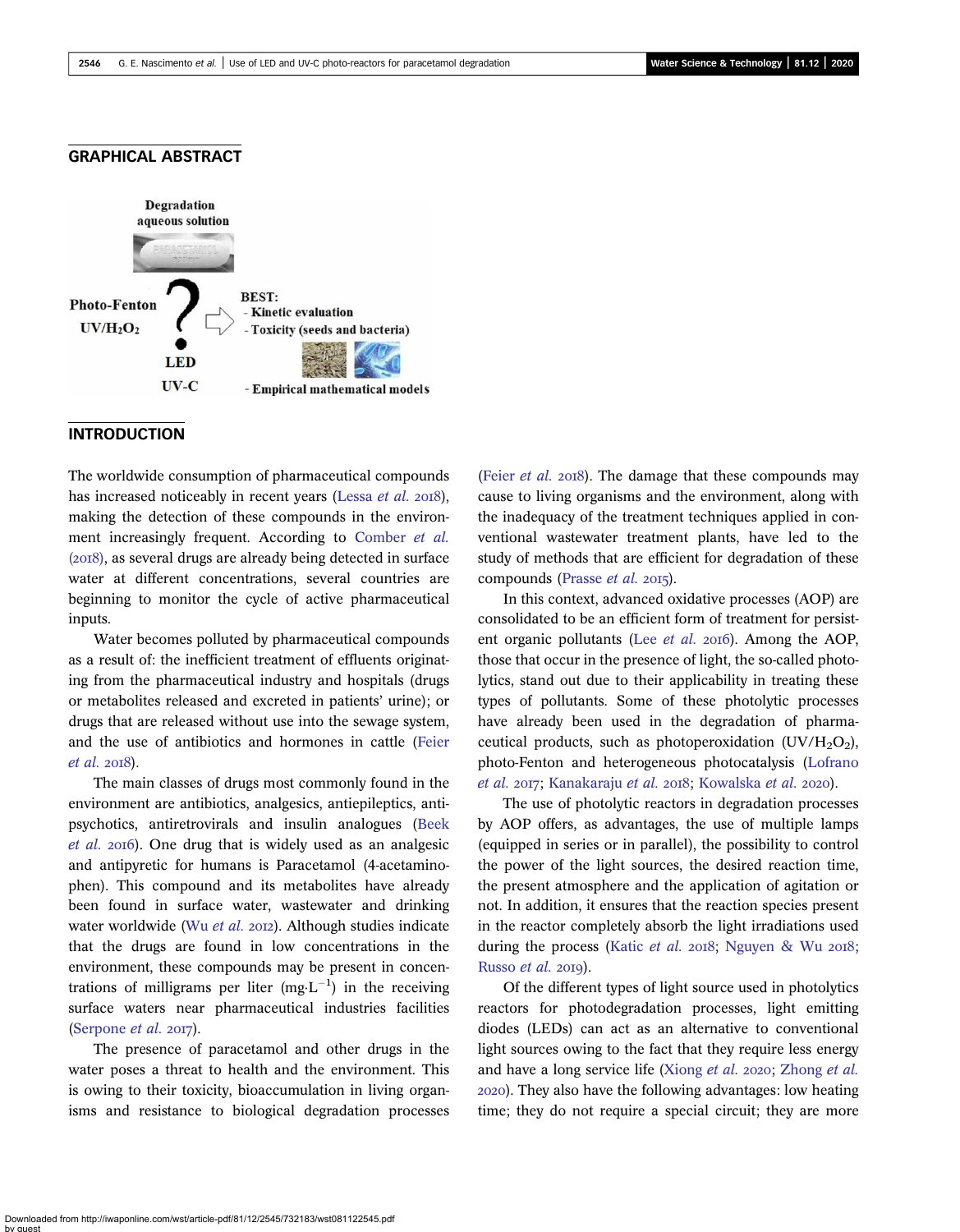## GRAPHICAL ABSTRACT

Degradation aqueous solution

Photo-Fenton

$UV/H_2O_2$

LED

UV-C

BEST:

- Kinetic evaluation
- Toxicity (seeds and bacteria)
- Empirical mathematical models

## INTRODUCTION

The worldwide consumption of pharmaceutical compounds has increased noticeably in recent years (Lessa *et al.* 2018), making the detection of these compounds in the environment increasingly frequent. According to Comber *et al.* (2018), as several drugs are already being detected in surface water at different concentrations, several countries are beginning to monitor the cycle of active pharmaceutical inputs.

Water becomes polluted by pharmaceutical compounds as a result of: the inefficient treatment of effluents originating from the pharmaceutical industry and hospitals (drugs or metabolites released and excreted in patients' urine); or drugs that are released without use into the sewage system, and the use of antibiotics and hormones in cattle (Feier *et al.* 2018).

The main classes of drugs most commonly found in the environment are antibiotics, analgesics, antiepileptics, antipsychotics, antiretrovirals and insulin analogues (Beek *et al.* 2016). One drug that is widely used as an analgesic and antipyretic for humans is Paracetamol (4-acetaminophen). This compound and its metabolites have already been found in surface water, wastewater and drinking water worldwide (Wu *et al.* 2012). Although studies indicate that the drugs are found in low concentrations in the environment, these compounds may be present in concentrations of milligrams per liter ($mg{\cdot}L^{-1}$) in the receiving surface waters near pharmaceutical industries facilities (Serpone *et al.* 2017).

The presence of paracetamol and other drugs in the water poses a threat to health and the environment. This is owing to their toxicity, bioaccumulation in living organisms and resistance to biological degradation processes (Feier *et al.* 2018). The damage that these compounds may cause to living organisms and the environment, along with the inadequacy of the treatment techniques applied in conventional wastewater treatment plants, have led to the study of methods that are efficient for degradation of these compounds (Prasse *et al.* 2015).

In this context, advanced oxidative processes (AOP) are consolidated to be an efficient form of treatment for persistent organic pollutants (Lee *et al.* 2016). Among the AOP, those that occur in the presence of light, the so-called photolytics, stand out due to their applicability in treating these types of pollutants. Some of these photolytic processes have already been used in the degradation of pharmaceutical products, such as photoperoxidation ($UV/H_2O_2$), photo-Fenton and heterogeneous photocatalysis (Lofrano *et al.* 2017; Kanakaraju *et al.* 2018; Kowalska *et al.* 2020).

The use of photolytic reactors in degradation processes by AOP offers, as advantages, the use of multiple lamps (equipped in series or in parallel), the possibility to control the power of the light sources, the desired reaction time, the present atmosphere and the application of agitation or not. In addition, it ensures that the reaction species present in the reactor completely absorb the light irradiations used during the process (Katic *et al.* 2018; Nguyen & Wu 2018; Russo *et al.* 2019).

Of the different types of light source used in photolytics reactors for photodegradation processes, light emitting diodes (LEDs) can act as an alternative to conventional light sources owing to the fact that they require less energy and have a long service life (Xiong *et al.* 2020; Zhong *et al.* 2020). They also have the following advantages: low heating time; they do not require a special circuit; they are more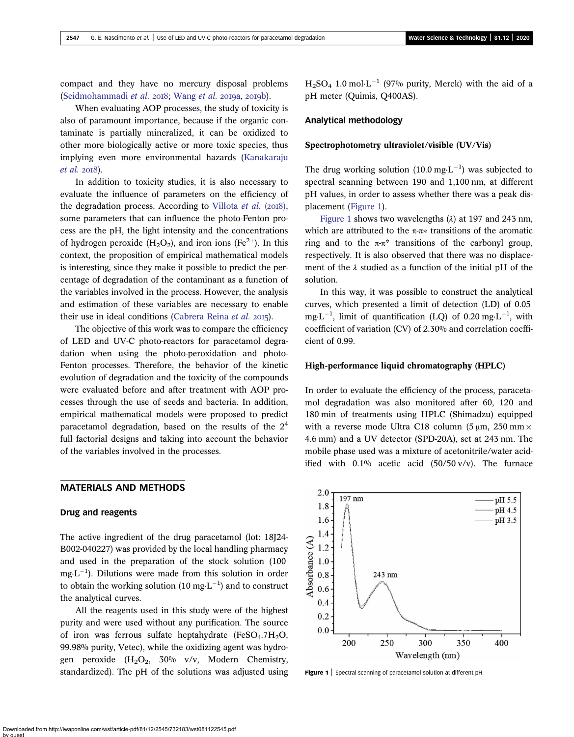compact and they have no mercury disposal problems (Seidmohammadi *et al.* 2018; Wang *et al.* 2019a, 2019b).

When evaluating AOP processes, the study of toxicity is also of paramount importance, because if the organic contaminate is partially mineralized, it can be oxidized to other more biologically active or more toxic species, thus implying even more environmental hazards (Kanakaraju *et al.* 2018).

In addition to toxicity studies, it is also necessary to evaluate the influence of parameters on the efficiency of the degradation process. According to Villota *et al.* (2018), some parameters that can influence the photo-Fenton process are the pH, the light intensity and the concentrations of hydrogen peroxide ($H_2O_2$), and iron ions ($Fe^{2+}$). In this context, the proposition of empirical mathematical models is interesting, since they make it possible to predict the percentage of degradation of the contaminant as a function of the variables involved in the process. However, the analysis and estimation of these variables are necessary to enable their use in ideal conditions (Cabrera Reina *et al.* 2015).

The objective of this work was to compare the efficiency of LED and UV-C photo-reactors for paracetamol degradation when using the photo-peroxidation and photo-Fenton processes. Therefore, the behavior of the kinetic evolution of degradation and the toxicity of the compounds were evaluated before and after treatment with AOP processes through the use of seeds and bacteria. In addition, empirical mathematical models were proposed to predict paracetamol degradation, based on the results of the $2^4$ full factorial designs and taking into account the behavior of the variables involved in the processes.

## MATERIALS AND METHODS

### Drug and reagents

The active ingredient of the drug paracetamol (lot: 18J24-B002-040227) was provided by the local handling pharmacy and used in the preparation of the stock solution (100 $mg{\cdot}L^{-1}$). Dilutions were made from this solution in order to obtain the working solution (10 $mg{\cdot}L^{-1}$) and to construct the analytical curves.

All the reagents used in this study were of the highest purity and were used without any purification. The source of iron was ferrous sulfate heptahydrate ($FeSO_4.7H_2O$, 99.98% purity, Vetec), while the oxidizing agent was hydrogen peroxide ($H_2O_2$, 30% v/v, Modern Chemistry, standardized). The pH of the solutions was adjusted using $H_2SO_4$ 1.0 $mol{\cdot}L^{-1}$ (97% purity, Merck) with the aid of a pH meter (Quimis, Q400AS).

### Analytical methodology

#### Spectrophotometry ultraviolet/visible (UV/Vis)

The drug working solution (10.0 $mg{\cdot}L^{-1}$) was subjected to spectral scanning between 190 and 1,100 nm, at different pH values, in order to assess whether there was a peak displacement (Figure 1).

Figure 1 shows two wavelengths ($\lambda$) at 197 and 243 nm, which are attributed to the $\pi$-$\pi$* transitions of the aromatic ring and to the $\pi$-$\pi$* transitions of the carbonyl group, respectively. It is also observed that there was no displacement of the $\lambda$ studied as a function of the initial pH of the solution.

In this way, it was possible to construct the analytical curves, which presented a limit of detection (LD) of 0.05 $mg{\cdot}L^{-1}$, limit of quantification (LQ) of 0.20 $mg{\cdot}L^{-1}$, with coefficient of variation (CV) of 2.30% and correlation coefficient of 0.99.

#### High-performance liquid chromatography (HPLC)

In order to evaluate the efficiency of the process, paracetamol degradation was also monitored after 60, 120 and 180 min of treatments using HPLC (Shimadzu) equipped with a reverse mode Ultra C18 column (5 μm, 250 mm × 4.6 mm) and a UV detector (SPD-20A), set at 243 nm. The mobile phase used was a mixture of acetonitrile/water acidified with 0.1% acetic acid (50/50 v/v). The furnace

**Figure 1** | Spectral scanning of paracetamol solution at different pH.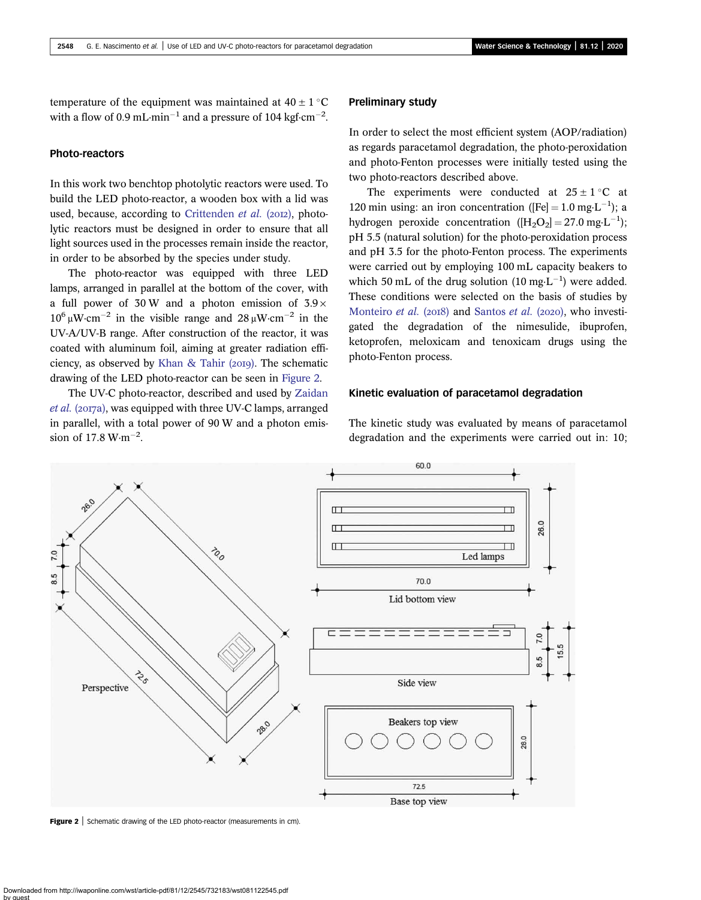temperature of the equipment was maintained at $40 \pm 1\ ^\circ C$ with a flow of 0.9 $mL \cdot min^{-1}$ and a pressure of 104 $kgf \cdot cm^{-2}$.

### Photo-reactors

In this work two benchtop photolytic reactors were used. To build the LED photo-reactor, a wooden box with a lid was used, because, according to Crittenden *et al.* (2012), photolytic reactors must be designed in order to ensure that all light sources used in the processes remain inside the reactor, in order to be absorbed by the species under study.

The photo-reactor was equipped with three LED lamps, arranged in parallel at the bottom of the cover, with a full power of 30 W and a photon emission of $3.9 \times 10^6\ \mu W \cdot cm^{-2}$ in the visible range and $28\ \mu W \cdot cm^{-2}$ in the UV-A/UV-B range. After construction of the reactor, it was coated with aluminum foil, aiming at greater radiation efficiency, as observed by Khan & Tahir (2019). The schematic drawing of the LED photo-reactor can be seen in Figure 2.

The UV-C photo-reactor, described and used by Zaidan *et al.* (2017a), was equipped with three UV-C lamps, arranged in parallel, with a total power of 90 W and a photon emission of 17.8 $W \cdot m^{-2}$.

### Preliminary study

In order to select the most efficient system (AOP/radiation) as regards paracetamol degradation, the photo-peroxidation and photo-Fenton processes were initially tested using the two photo-reactors described above.

The experiments were conducted at $25 \pm 1\ ^\circ C$ at 120 min using: an iron concentration ($[Fe] = 1.0\ mg \cdot L^{-1}$); a hydrogen peroxide concentration ($[H_2O_2] = 27.0\ mg \cdot L^{-1}$); pH 5.5 (natural solution) for the photo-peroxidation process and pH 3.5 for the photo-Fenton process. The experiments were carried out by employing 100 mL capacity beakers to which 50 mL of the drug solution ($10\ mg \cdot L^{-1}$) were added. These conditions were selected on the basis of studies by Monteiro *et al.* (2018) and Santos *et al.* (2020), who investigated the degradation of the nimesulide, ibuprofen, ketoprofen, meloxicam and tenoxicam drugs using the photo-Fenton process.

### Kinetic evaluation of paracetamol degradation

The kinetic study was evaluated by means of paracetamol degradation and the experiments were carried out in: 10;

**Figure 2** | Schematic drawing of the LED photo-reactor (measurements in cm).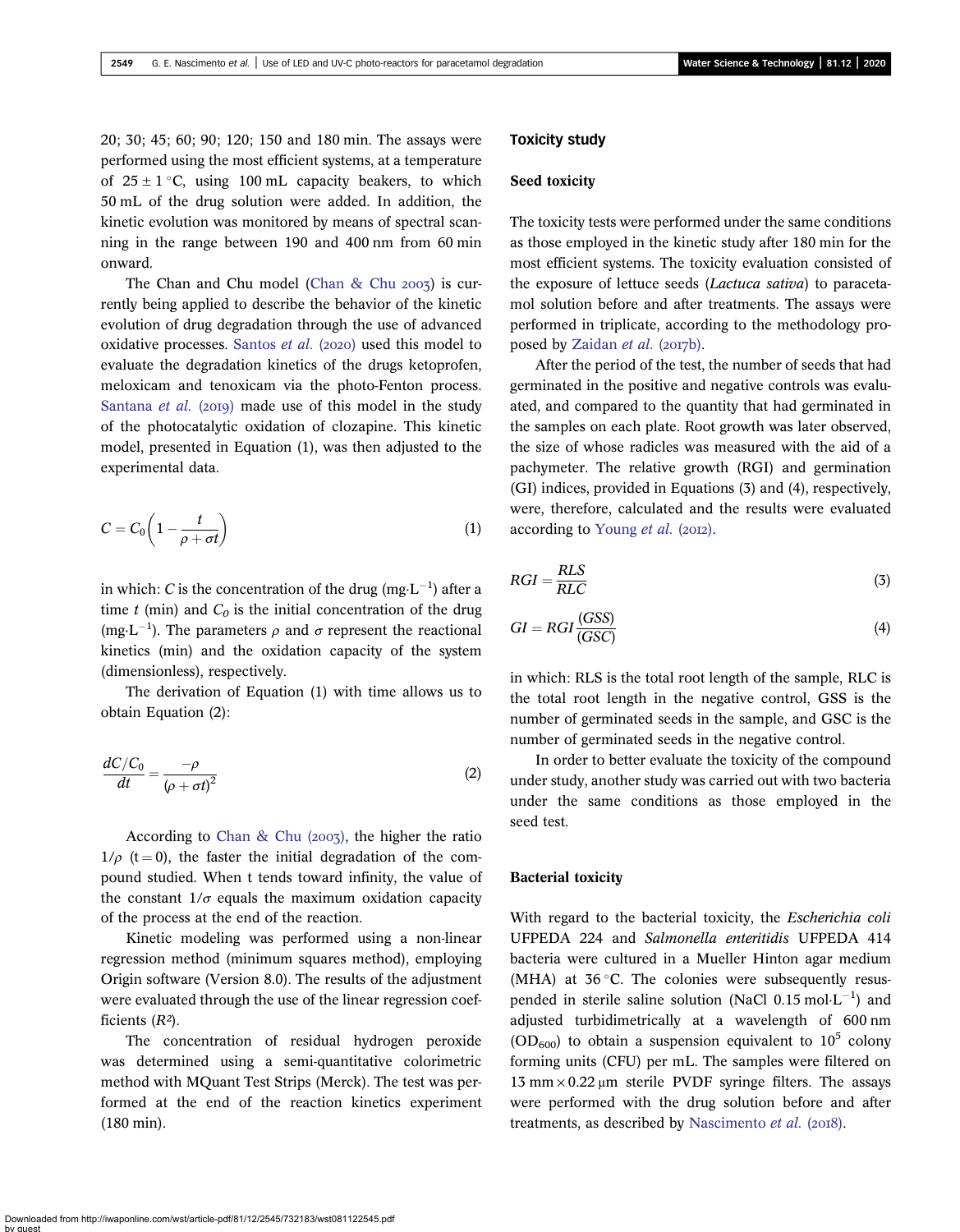20; 30; 45; 60; 90; 120; 150 and 180 min. The assays were performed using the most efficient systems, at a temperature of $25 \pm 1\,^{\circ}$C, using 100 mL capacity beakers, to which 50 mL of the drug solution were added. In addition, the kinetic evolution was monitored by means of spectral scanning in the range between 190 and 400 nm from 60 min onward.

The Chan and Chu model (Chan & Chu 2003) is currently being applied to describe the behavior of the kinetic evolution of drug degradation through the use of advanced oxidative processes. Santos *et al.* (2020) used this model to evaluate the degradation kinetics of the drugs ketoprofen, meloxicam and tenoxicam via the photo-Fenton process. Santana *et al.* (2019) made use of this model in the study of the photocatalytic oxidation of clozapine. This kinetic model, presented in Equation (1), was then adjusted to the experimental data.

$$C = C_0\left(1 - \frac{t}{\rho + \sigma t}\right) \tag{1}$$

in which: $C$ is the concentration of the drug (mg·L$^{-1}$) after a time $t$ (min) and $C_0$ is the initial concentration of the drug (mg·L$^{-1}$). The parameters $\rho$ and $\sigma$ represent the reactional kinetics (min) and the oxidation capacity of the system (dimensionless), respectively.

The derivation of Equation (1) with time allows us to obtain Equation (2):

$$\frac{dC/C_0}{dt} = \frac{-\rho}{(\rho + \sigma t)^2} \tag{2}$$

According to Chan & Chu (2003), the higher the ratio $1/\rho$ ($t = 0$), the faster the initial degradation of the compound studied. When t tends toward infinity, the value of the constant $1/\sigma$ equals the maximum oxidation capacity of the process at the end of the reaction.

Kinetic modeling was performed using a non-linear regression method (minimum squares method), employing Origin software (Version 8.0). The results of the adjustment were evaluated through the use of the linear regression coefficients ($R^2$).

The concentration of residual hydrogen peroxide was determined using a semi-quantitative colorimetric method with MQuant Test Strips (Merck). The test was performed at the end of the reaction kinetics experiment (180 min).

## Toxicity study

### Seed toxicity

The toxicity tests were performed under the same conditions as those employed in the kinetic study after 180 min for the most efficient systems. The toxicity evaluation consisted of the exposure of lettuce seeds (*Lactuca sativa*) to paracetamol solution before and after treatments. The assays were performed in triplicate, according to the methodology proposed by Zaidan *et al.* (2017b).

After the period of the test, the number of seeds that had germinated in the positive and negative controls was evaluated, and compared to the quantity that had germinated in the samples on each plate. Root growth was later observed, the size of whose radicles was measured with the aid of a pachymeter. The relative growth (RGI) and germination (GI) indices, provided in Equations (3) and (4), respectively, were, therefore, calculated and the results were evaluated according to Young *et al.* (2012).

$$RGI = \frac{RLS}{RLC} \tag{3}$$

$$GI = RGI\frac{(GSS)}{(GSC)} \tag{4}$$

in which: RLS is the total root length of the sample, RLC is the total root length in the negative control, GSS is the number of germinated seeds in the sample, and GSC is the number of germinated seeds in the negative control.

In order to better evaluate the toxicity of the compound under study, another study was carried out with two bacteria under the same conditions as those employed in the seed test.

### Bacterial toxicity

With regard to the bacterial toxicity, the *Escherichia coli* UFPEDA 224 and *Salmonella enteritidis* UFPEDA 414 bacteria were cultured in a Mueller Hinton agar medium (MHA) at $36\,^{\circ}$C. The colonies were subsequently resuspended in sterile saline solution (NaCl 0.15 mol·L$^{-1}$) and adjusted turbidimetrically at a wavelength of 600 nm ($OD_{600}$) to obtain a suspension equivalent to $10^5$ colony forming units (CFU) per mL. The samples were filtered on 13 mm × 0.22 μm sterile PVDF syringe filters. The assays were performed with the drug solution before and after treatments, as described by Nascimento *et al.* (2018).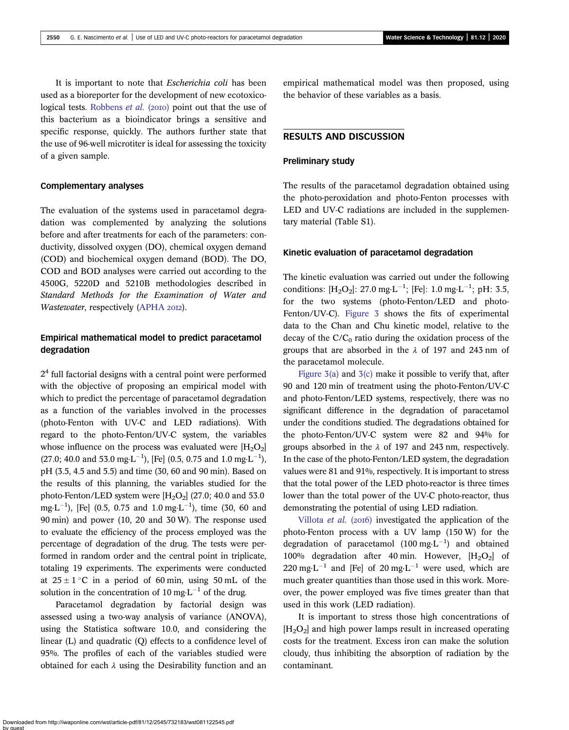It is important to note that *Escherichia coli* has been used as a bioreporter for the development of new ecotoxicological tests. Robbens *et al.* (2010) point out that the use of this bacterium as a bioindicator brings a sensitive and specific response, quickly. The authors further state that the use of 96-well microtiter is ideal for assessing the toxicity of a given sample.

### Complementary analyses

The evaluation of the systems used in paracetamol degradation was complemented by analyzing the solutions before and after treatments for each of the parameters: conductivity, dissolved oxygen (DO), chemical oxygen demand (COD) and biochemical oxygen demand (BOD). The DO, COD and BOD analyses were carried out according to the 4500G, 5220D and 5210B methodologies described in *Standard Methods for the Examination of Water and Wastewater*, respectively (APHA 2012).

### Empirical mathematical model to predict paracetamol degradation

$2^4$ full factorial designs with a central point were performed with the objective of proposing an empirical model with which to predict the percentage of paracetamol degradation as a function of the variables involved in the processes (photo-Fenton with UV-C and LED radiations). With regard to the photo-Fenton/UV-C system, the variables whose influence on the process was evaluated were $[H_2O_2]$ (27.0; 40.0 and 53.0 $mg{\cdot}L^{-1}$), [Fe] (0.5, 0.75 and 1.0 $mg{\cdot}L^{-1}$), pH (3.5, 4.5 and 5.5) and time (30, 60 and 90 min). Based on the results of this planning, the variables studied for the photo-Fenton/LED system were $[H_2O_2]$ (27.0; 40.0 and 53.0 $mg{\cdot}L^{-1}$), [Fe] (0.5, 0.75 and 1.0 $mg{\cdot}L^{-1}$), time (30, 60 and 90 min) and power (10, 20 and 30 W). The response used to evaluate the efficiency of the process employed was the percentage of degradation of the drug. The tests were performed in random order and the central point in triplicate, totaling 19 experiments. The experiments were conducted at $25 \pm 1\,^{\circ}C$ in a period of 60 min, using 50 mL of the solution in the concentration of 10 $mg{\cdot}L^{-1}$ of the drug.

Paracetamol degradation by factorial design was assessed using a two-way analysis of variance (ANOVA), using the Statistica software 10.0, and considering the linear (L) and quadratic (Q) effects to a confidence level of 95%. The profiles of each of the variables studied were obtained for each $\lambda$ using the Desirability function and an empirical mathematical model was then proposed, using the behavior of these variables as a basis.

## RESULTS AND DISCUSSION

### Preliminary study

The results of the paracetamol degradation obtained using the photo-peroxidation and photo-Fenton processes with LED and UV-C radiations are included in the supplementary material (Table S1).

### Kinetic evaluation of paracetamol degradation

The kinetic evaluation was carried out under the following conditions: $[H_2O_2]$: 27.0 $mg{\cdot}L^{-1}$; [Fe]: 1.0 $mg{\cdot}L^{-1}$; pH: 3.5, for the two systems (photo-Fenton/LED and photo-Fenton/UV-C). Figure 3 shows the fits of experimental data to the Chan and Chu kinetic model, relative to the decay of the $C/C_0$ ratio during the oxidation process of the groups that are absorbed in the $\lambda$ of 197 and 243 nm of the paracetamol molecule.

Figure 3(a) and 3(c) make it possible to verify that, after 90 and 120 min of treatment using the photo-Fenton/UV-C and photo-Fenton/LED systems, respectively, there was no significant difference in the degradation of paracetamol under the conditions studied. The degradations obtained for the photo-Fenton/UV-C system were 82 and 94% for groups absorbed in the $\lambda$ of 197 and 243 nm, respectively. In the case of the photo-Fenton/LED system, the degradation values were 81 and 91%, respectively. It is important to stress that the total power of the LED photo-reactor is three times lower than the total power of the UV-C photo-reactor, thus demonstrating the potential of using LED radiation.

Villota *et al.* (2016) investigated the application of the photo-Fenton process with a UV lamp (150 W) for the degradation of paracetamol (100 $mg{\cdot}L^{-1}$) and obtained 100% degradation after 40 min. However, $[H_2O_2]$ of 220 $mg{\cdot}L^{-1}$ and [Fe] of 20 $mg{\cdot}L^{-1}$ were used, which are much greater quantities than those used in this work. Moreover, the power employed was five times greater than that used in this work (LED radiation).

It is important to stress those high concentrations of $[H_2O_2]$ and high power lamps result in increased operating costs for the treatment. Excess iron can make the solution cloudy, thus inhibiting the absorption of radiation by the contaminant.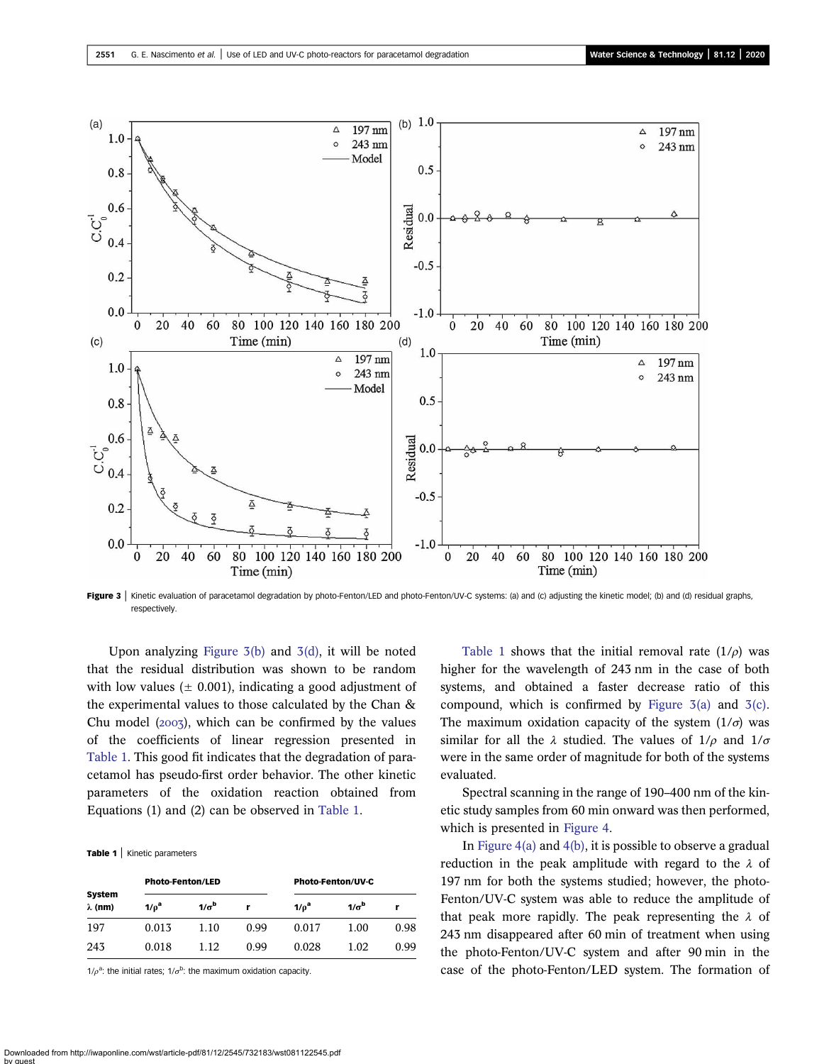Figure 3 | Kinetic evaluation of paracetamol degradation by photo-Fenton/LED and photo-Fenton/UV-C systems: (a) and (c) adjusting the kinetic model; (b) and (d) residual graphs, respectively.

Upon analyzing Figure 3(b) and 3(d), it will be noted that the residual distribution was shown to be random with low values (± 0.001), indicating a good adjustment of the experimental values to those calculated by the Chan & Chu model (2003), which can be confirmed by the values of the coefficients of linear regression presented in Table 1. This good fit indicates that the degradation of paracetamol has pseudo-first order behavior. The other kinetic parameters of the oxidation reaction obtained from Equations (1) and (2) can be observed in Table 1.

**Table 1** | Kinetic parameters

| System λ (nm) | Photo-Fenton/LED | | | Photo-Fenton/UV-C | | |
|---|---|---|---|---|---|---|
| | $1/\rho^a$ | $1/\sigma^b$ | r | $1/\rho^a$ | $1/\sigma^b$ | r |
| 197 | 0.013 | 1.10 | 0.99 | 0.017 | 1.00 | 0.98 |
| 243 | 0.018 | 1.12 | 0.99 | 0.028 | 1.02 | 0.99 |

$1/\rho^a$: the initial rates; $1/\sigma^b$: the maximum oxidation capacity.

Table 1 shows that the initial removal rate ($1/\rho$) was higher for the wavelength of 243 nm in the case of both systems, and obtained a faster decrease ratio of this compound, which is confirmed by Figure 3(a) and 3(c). The maximum oxidation capacity of the system ($1/\sigma$) was similar for all the $\lambda$ studied. The values of $1/\rho$ and $1/\sigma$ were in the same order of magnitude for both of the systems evaluated.

Spectral scanning in the range of 190–400 nm of the kinetic study samples from 60 min onward was then performed, which is presented in Figure 4.

In Figure 4(a) and 4(b), it is possible to observe a gradual reduction in the peak amplitude with regard to the $\lambda$ of 197 nm for both the systems studied; however, the photo-Fenton/UV-C system was able to reduce the amplitude of that peak more rapidly. The peak representing the $\lambda$ of 243 nm disappeared after 60 min of treatment when using the photo-Fenton/UV-C system and after 90 min in the case of the photo-Fenton/LED system. The formation of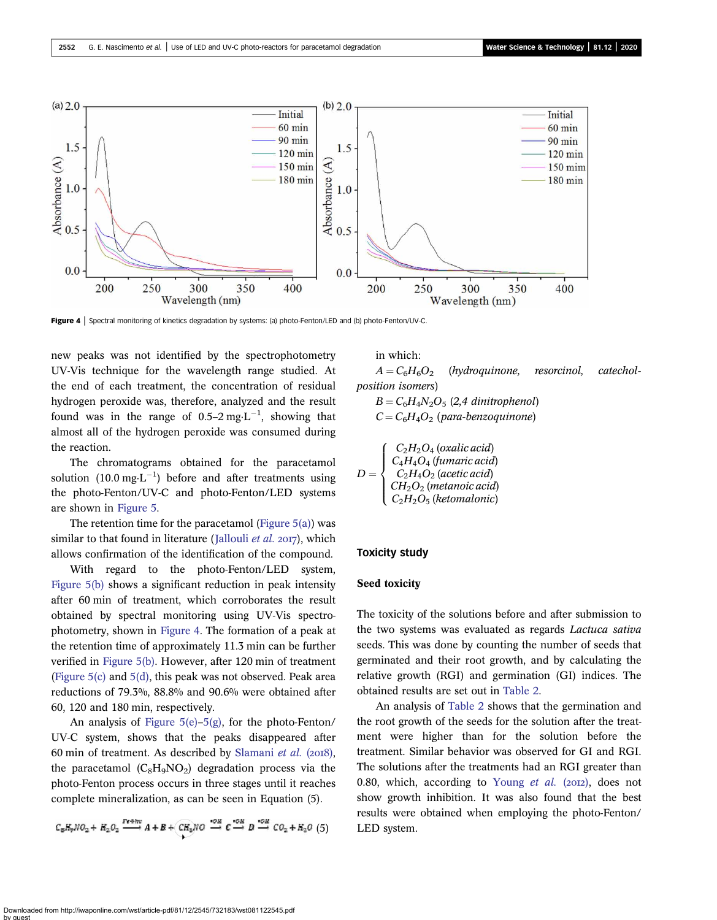Figure 4 | Spectral monitoring of kinetics degradation by systems: (a) photo-Fenton/LED and (b) photo-Fenton/UV-C.

new peaks was not identified by the spectrophotometry UV-Vis technique for the wavelength range studied. At the end of each treatment, the concentration of residual hydrogen peroxide was, therefore, analyzed and the result found was in the range of 0.5–2 $mg{\cdot}L^{-1}$, showing that almost all of the hydrogen peroxide was consumed during the reaction.

The chromatograms obtained for the paracetamol solution (10.0 $mg{\cdot}L^{-1}$) before and after treatments using the photo-Fenton/UV-C and photo-Fenton/LED systems are shown in Figure 5.

The retention time for the paracetamol (Figure 5(a)) was similar to that found in literature (Jallouli *et al.* 2017), which allows confirmation of the identification of the compound.

With regard to the photo-Fenton/LED system, Figure 5(b) shows a significant reduction in peak intensity after 60 min of treatment, which corroborates the result obtained by spectral monitoring using UV-Vis spectrophotometry, shown in Figure 4. The formation of a peak at the retention time of approximately 11.3 min can be further verified in Figure 5(b). However, after 120 min of treatment (Figure 5(c) and 5(d), this peak was not observed. Peak area reductions of 79.3%, 88.8% and 90.6% were obtained after 60, 120 and 180 min, respectively.

An analysis of Figure 5(e)–5(g), for the photo-Fenton/UV-C system, shows that the peaks disappeared after 60 min of treatment. As described by Slamani *et al.* (2018), the paracetamol ($C_8H_9NO_2$) degradation process via the photo-Fenton process occurs in three stages until it reaches complete mineralization, as can be seen in Equation (5).

$$C_8H_9NO_2 + H_2O_2 \xrightarrow{Fe+h\nu} A + B + CH_3NO \xrightarrow{\bullet OH} C \xrightarrow{\bullet OH} D \xrightarrow{\bullet OH} CO_2 + H_2O \quad (5)$$

in which:

$A = C_6H_6O_2$ (*hydroquinone, resorcinol, catechol-position isomers*)

$B = C_6H_4N_2O_5$ (*2,4 dinitrophenol*)

$C = C_6H_4O_2$ (*para-benzoquinone*)

$$D = \begin{cases} C_2H_2O_4 \text{ (oxalic acid)} \\ C_4H_4O_4 \text{ (fumaric acid)} \\ C_2H_4O_2 \text{ (acetic acid)} \\ CH_2O_2 \text{ (metanoic acid)} \\ C_2H_2O_5 \text{ (ketomalonic)} \end{cases}$$

## Toxicity study

### Seed toxicity

The toxicity of the solutions before and after submission to the two systems was evaluated as regards *Lactuca sativa* seeds. This was done by counting the number of seeds that germinated and their root growth, and by calculating the relative growth (RGI) and germination (GI) indices. The obtained results are set out in Table 2.

An analysis of Table 2 shows that the germination and the root growth of the seeds for the solution after the treatment were higher than for the solution before the treatment. Similar behavior was observed for GI and RGI. The solutions after the treatments had an RGI greater than 0.80, which, according to Young *et al.* (2012), does not show growth inhibition. It was also found that the best results were obtained when employing the photo-Fenton/LED system.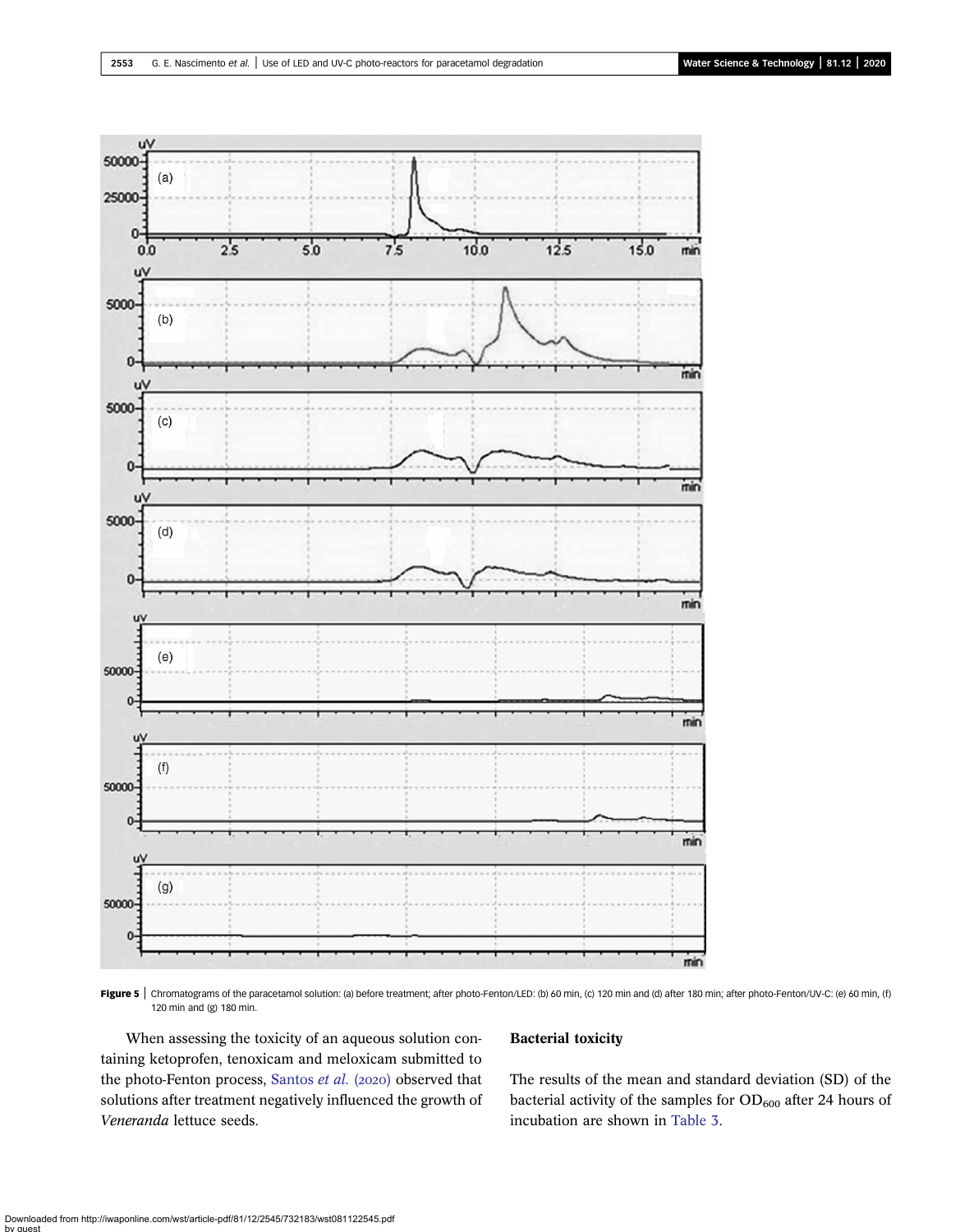**Figure 5** | Chromatograms of the paracetamol solution: (a) before treatment; after photo-Fenton/LED: (b) 60 min, (c) 120 min and (d) after 180 min; after photo-Fenton/UV-C: (e) 60 min, (f) 120 min and (g) 180 min.

When assessing the toxicity of an aqueous solution containing ketoprofen, tenoxicam and meloxicam submitted to the photo-Fenton process, Santos *et al.* (2020) observed that solutions after treatment negatively influenced the growth of *Veneranda* lettuce seeds.

### Bacterial toxicity

The results of the mean and standard deviation (SD) of the bacterial activity of the samples for $OD_{600}$ after 24 hours of incubation are shown in Table 3.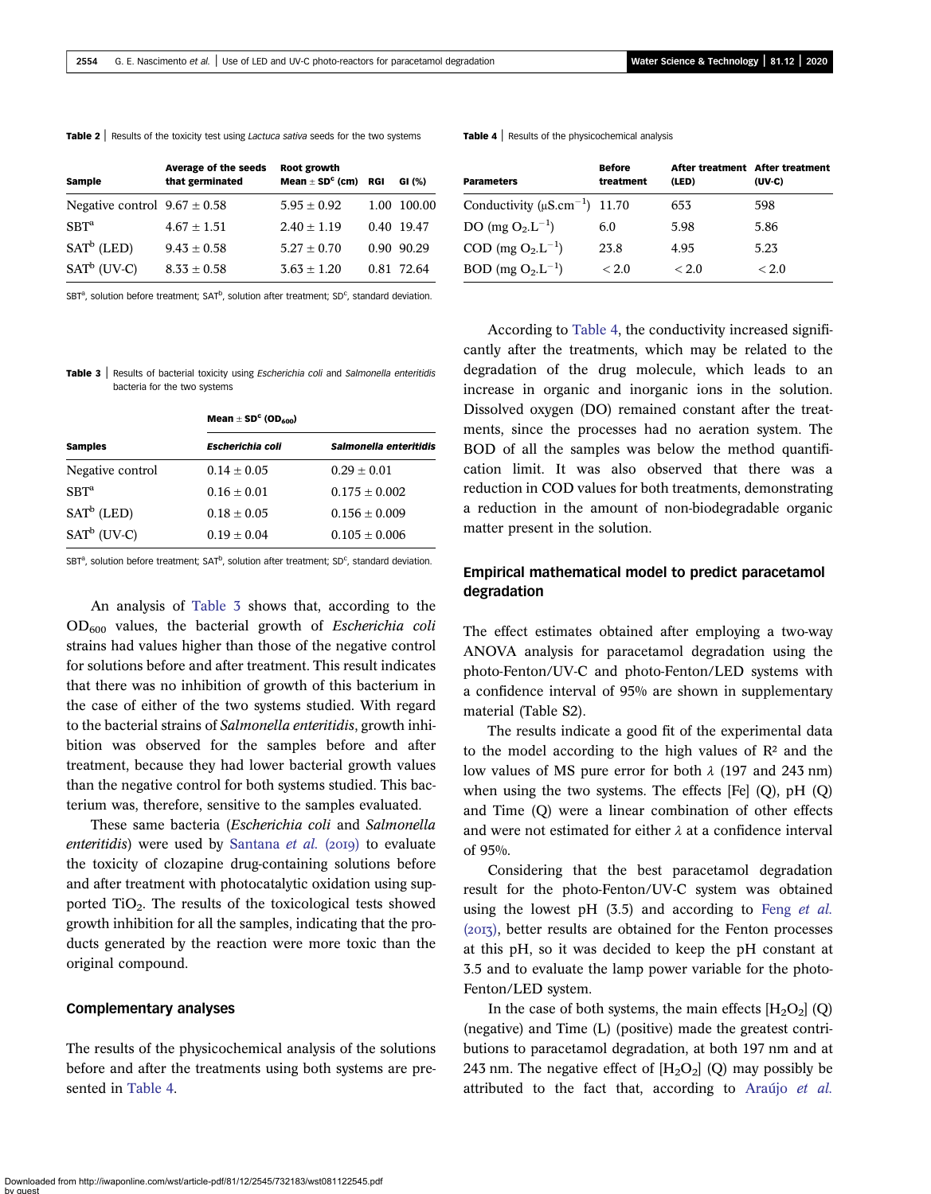**Table 2** | Results of the toxicity test using *Lactuca sativa* seeds for the two systems

| Sample | Average of the seeds that germinated | Root growth Mean ± SD[c] (cm) | RGI | GI (%) |
|---|---|---|---|---|
| Negative control | 9.67 ± 0.58 | 5.95 ± 0.92 | 1.00 | 100.00 |
| SBT[a] | 4.67 ± 1.51 | 2.40 ± 1.19 | 0.40 | 19.47 |
| SAT[b] (LED) | 9.43 ± 0.58 | 5.27 ± 0.70 | 0.90 | 90.29 |
| SAT[b] (UV-C) | 8.33 ± 0.58 | 3.63 ± 1.20 | 0.81 | 72.64 |

SBT[a], solution before treatment; SAT[b], solution after treatment; SD[c], standard deviation.

**Table 3** | Results of bacterial toxicity using *Escherichia coli* and *Salmonella enteritidis* bacteria for the two systems

| | Mean ± SD[c] ($OD_{600}$) | |
|---|---|---|
| **Samples** | ***Escherichia coli*** | ***Salmonella enteritidis*** |
| Negative control | 0.14 ± 0.05 | 0.29 ± 0.01 |
| SBT[a] | 0.16 ± 0.01 | 0.175 ± 0.002 |
| SAT[b] (LED) | 0.18 ± 0.05 | 0.156 ± 0.009 |
| SAT[b] (UV-C) | 0.19 ± 0.04 | 0.105 ± 0.006 |

SBT[a], solution before treatment; SAT[b], solution after treatment; SD[c], standard deviation.

An analysis of Table 3 shows that, according to the $OD_{600}$ values, the bacterial growth of *Escherichia coli* strains had values higher than those of the negative control for solutions before and after treatment. This result indicates that there was no inhibition of growth of this bacterium in the case of either of the two systems studied. With regard to the bacterial strains of *Salmonella enteritidis*, growth inhibition was observed for the samples before and after treatment, because they had lower bacterial growth values than the negative control for both systems studied. This bacterium was, therefore, sensitive to the samples evaluated.

These same bacteria (*Escherichia coli* and *Salmonella enteritidis*) were used by Santana *et al.* (2019) to evaluate the toxicity of clozapine drug-containing solutions before and after treatment with photocatalytic oxidation using supported $TiO_2$. The results of the toxicological tests showed growth inhibition for all the samples, indicating that the products generated by the reaction were more toxic than the original compound.

## Complementary analyses

The results of the physicochemical analysis of the solutions before and after the treatments using both systems are presented in Table 4.

**Table 4** | Results of the physicochemical analysis

| Parameters | Before treatment | After treatment (LED) | After treatment (UV-C) |
|---|---|---|---|
| Conductivity ($\mu S.cm^{-1}$) | 11.70 | 653 | 598 |
| DO (mg $O_2.L^{-1}$) | 6.0 | 5.98 | 5.86 |
| COD (mg $O_2.L^{-1}$) | 23.8 | 4.95 | 5.23 |
| BOD (mg $O_2.L^{-1}$) | < 2.0 | < 2.0 | < 2.0 |

According to Table 4, the conductivity increased significantly after the treatments, which may be related to the degradation of the drug molecule, which leads to an increase in organic and inorganic ions in the solution. Dissolved oxygen (DO) remained constant after the treatments, since the processes had no aeration system. The BOD of all the samples was below the method quantification limit. It was also observed that there was a reduction in COD values for both treatments, demonstrating a reduction in the amount of non-biodegradable organic matter present in the solution.

## Empirical mathematical model to predict paracetamol degradation

The effect estimates obtained after employing a two-way ANOVA analysis for paracetamol degradation using the photo-Fenton/UV-C and photo-Fenton/LED systems with a confidence interval of 95% are shown in supplementary material (Table S2).

The results indicate a good fit of the experimental data to the model according to the high values of $R^2$ and the low values of MS pure error for both $\lambda$ (197 and 243 nm) when using the two systems. The effects [Fe] (Q), pH (Q) and Time (Q) were a linear combination of other effects and were not estimated for either $\lambda$ at a confidence interval of 95%.

Considering that the best paracetamol degradation result for the photo-Fenton/UV-C system was obtained using the lowest pH (3.5) and according to Feng *et al.* (2013), better results are obtained for the Fenton processes at this pH, so it was decided to keep the pH constant at 3.5 and to evaluate the lamp power variable for the photo-Fenton/LED system.

In the case of both systems, the main effects $[H_2O_2]$ (Q) (negative) and Time (L) (positive) made the greatest contributions to paracetamol degradation, at both 197 nm and at 243 nm. The negative effect of $[H_2O_2]$ (Q) may possibly be attributed to the fact that, according to Araújo *et al.*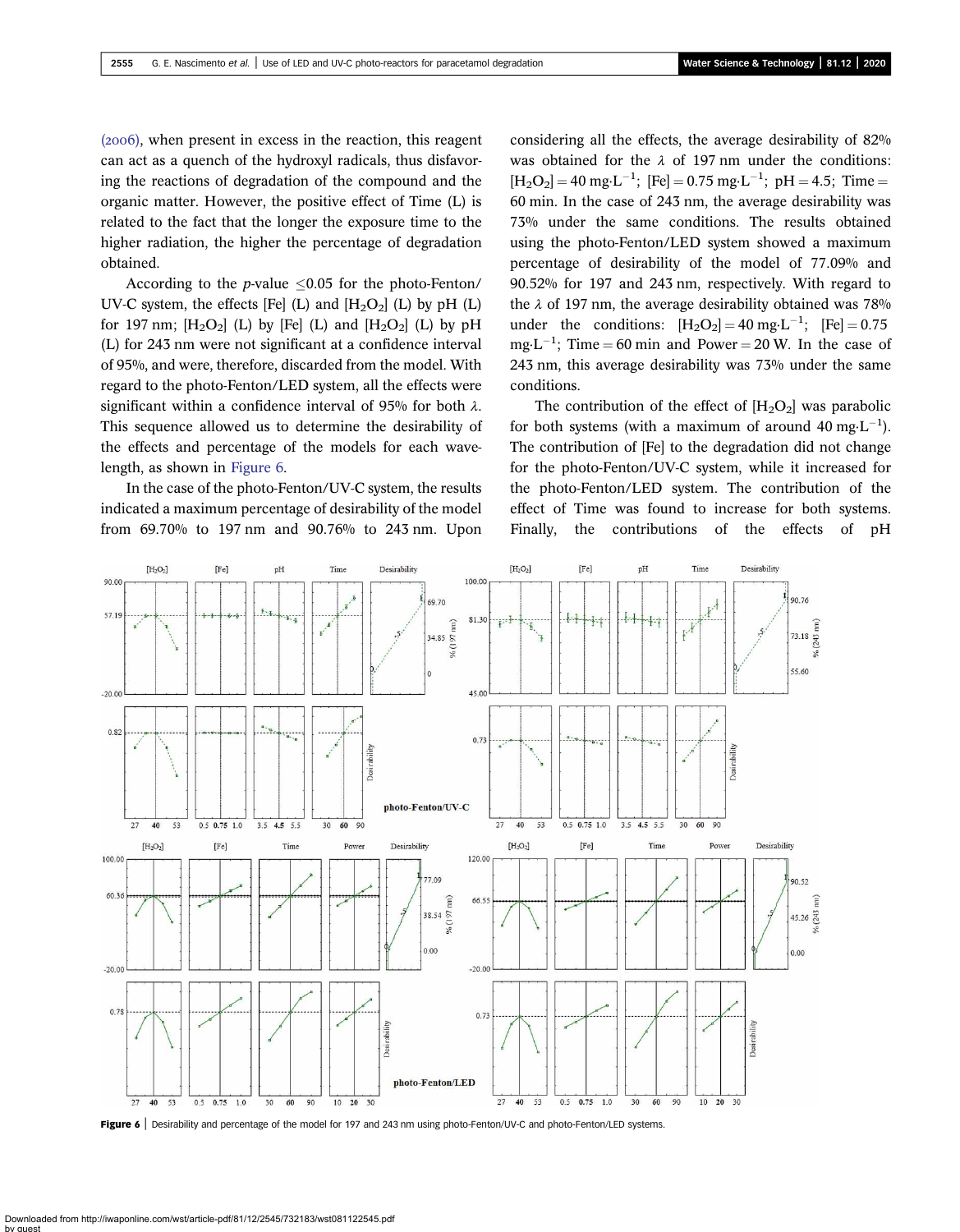(2006), when present in excess in the reaction, this reagent can act as a quench of the hydroxyl radicals, thus disfavoring the reactions of degradation of the compound and the organic matter. However, the positive effect of Time (L) is related to the fact that the longer the exposure time to the higher radiation, the higher the percentage of degradation obtained.

According to the *p*-value $\leq 0.05$ for the photo-Fenton/UV-C system, the effects [Fe] (L) and $[H_2O_2]$ (L) by pH (L) for 197 nm; $[H_2O_2]$ (L) by [Fe] (L) and $[H_2O_2]$ (L) by pH (L) for 243 nm were not significant at a confidence interval of 95%, and were, therefore, discarded from the model. With regard to the photo-Fenton/LED system, all the effects were significant within a confidence interval of 95% for both $\lambda$. This sequence allowed us to determine the desirability of the effects and percentage of the models for each wavelength, as shown in Figure 6.

In the case of the photo-Fenton/UV-C system, the results indicated a maximum percentage of desirability of the model from 69.70% to 197 nm and 90.76% to 243 nm. Upon considering all the effects, the average desirability of 82% was obtained for the $\lambda$ of 197 nm under the conditions: $[H_2O_2] = 40\ mg{\cdot}L^{-1}$; $[Fe] = 0.75\ mg{\cdot}L^{-1}$; pH = 4.5; Time = 60 min. In the case of 243 nm, the average desirability was 73% under the same conditions. The results obtained using the photo-Fenton/LED system showed a maximum percentage of desirability of the model of 77.09% and 90.52% for 197 and 243 nm, respectively. With regard to the $\lambda$ of 197 nm, the average desirability obtained was 78% under the conditions: $[H_2O_2] = 40\ mg{\cdot}L^{-1}$; $[Fe] = 0.75\ mg{\cdot}L^{-1}$; Time = 60 min and Power = 20 W. In the case of 243 nm, this average desirability was 73% under the same conditions.

The contribution of the effect of $[H_2O_2]$ was parabolic for both systems (with a maximum of around $40\ mg{\cdot}L^{-1}$). The contribution of [Fe] to the degradation did not change for the photo-Fenton/UV-C system, while it increased for the photo-Fenton/LED system. The contribution of the effect of Time was found to increase for both systems. Finally, the contributions of the effects of pH

**Figure 6** | Desirability and percentage of the model for 197 and 243 nm using photo-Fenton/UV-C and photo-Fenton/LED systems.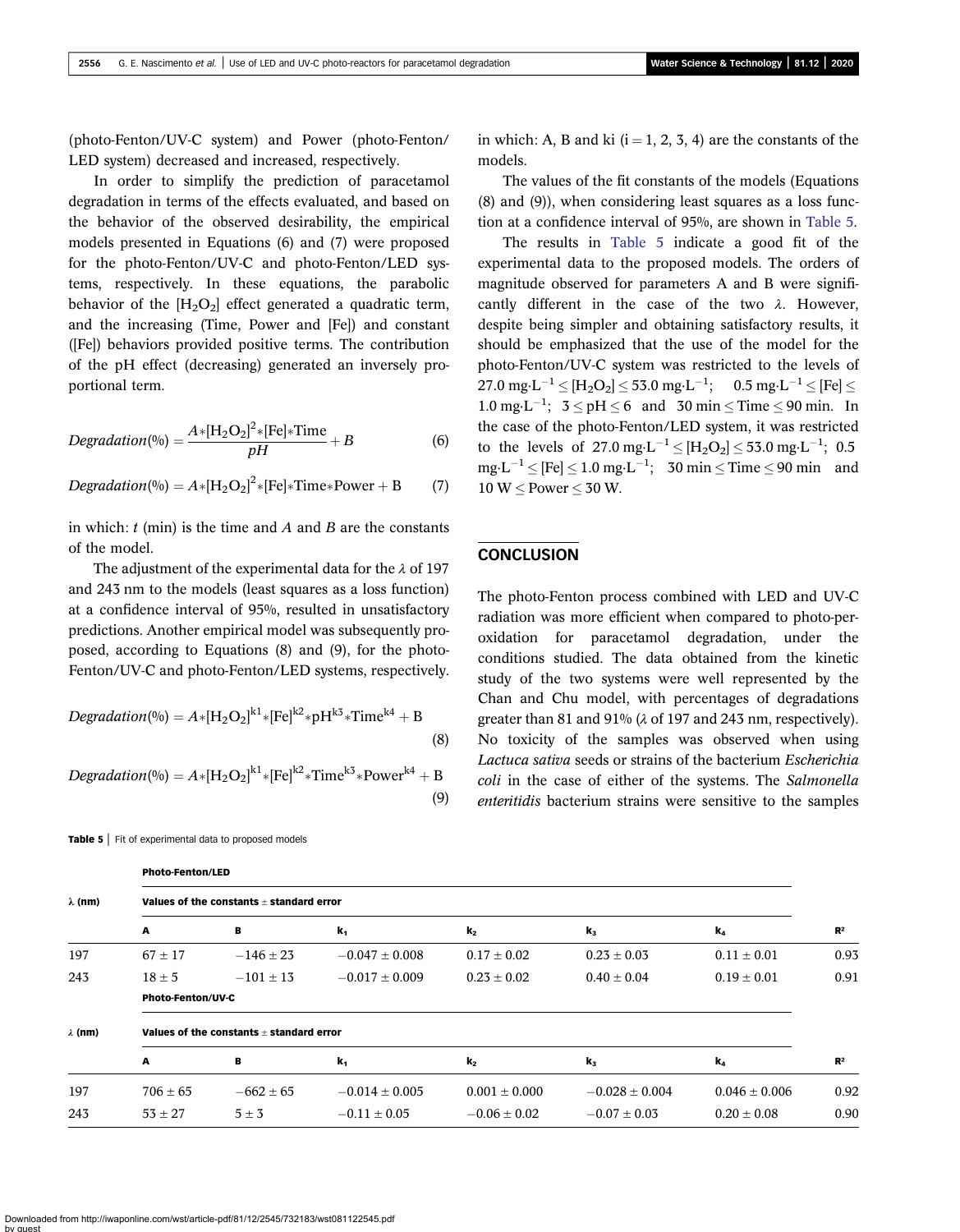(photo-Fenton/UV-C system) and Power (photo-Fenton/LED system) decreased and increased, respectively.

In order to simplify the prediction of paracetamol degradation in terms of the effects evaluated, and based on the behavior of the observed desirability, the empirical models presented in Equations (6) and (7) were proposed for the photo-Fenton/UV-C and photo-Fenton/LED systems, respectively. In these equations, the parabolic behavior of the $[H_2O_2]$ effect generated a quadratic term, and the increasing (Time, Power and [Fe]) and constant ([Fe]) behaviors provided positive terms. The contribution of the pH effect (decreasing) generated an inversely proportional term.

$$Degradation(\%) = \frac{A*[H_2O_2]^2*[Fe]*Time}{pH} + B \tag{6}$$

$$Degradation(\%) = A*[H_2O_2]^2*[Fe]*Time*Power + B \tag{7}$$

in which: $t$ (min) is the time and $A$ and $B$ are the constants of the model.

The adjustment of the experimental data for the $\lambda$ of 197 and 243 nm to the models (least squares as a loss function) at a confidence interval of 95%, resulted in unsatisfactory predictions. Another empirical model was subsequently proposed, according to Equations (8) and (9), for the photo-Fenton/UV-C and photo-Fenton/LED systems, respectively.

$$Degradation(\%) = A*[H_2O_2]^{k1}*[Fe]^{k2}*pH^{k3}*Time^{k4} + B \tag{8}$$

$$Degradation(\%) = A*[H_2O_2]^{k1}*[Fe]^{k2}*Time^{k3}*Power^{k4} + B \tag{9}$$

in which: A, B and ki (i = 1, 2, 3, 4) are the constants of the models.

The values of the fit constants of the models (Equations (8) and (9)), when considering least squares as a loss function at a confidence interval of 95%, are shown in Table 5.

The results in Table 5 indicate a good fit of the experimental data to the proposed models. The orders of magnitude observed for parameters A and B were significantly different in the case of the two $\lambda$. However, despite being simpler and obtaining satisfactory results, it should be emphasized that the use of the model for the photo-Fenton/UV-C system was restricted to the levels of $27.0\ mg{\cdot}L^{-1} \leq [H_2O_2] \leq 53.0\ mg{\cdot}L^{-1}$; $0.5\ mg{\cdot}L^{-1} \leq [Fe] \leq 1.0\ mg{\cdot}L^{-1}$; $3 \leq pH \leq 6$ and $30\ min \leq Time \leq 90\ min$. In the case of the photo-Fenton/LED system, it was restricted to the levels of $27.0\ mg{\cdot}L^{-1} \leq [H_2O_2] \leq 53.0\ mg{\cdot}L^{-1}$; $0.5\ mg{\cdot}L^{-1} \leq [Fe] \leq 1.0\ mg{\cdot}L^{-1}$; $30\ min \leq Time \leq 90\ min$ and $10\ W \leq Power \leq 30\ W$.

## CONCLUSION

The photo-Fenton process combined with LED and UV-C radiation was more efficient when compared to photo-peroxidation for paracetamol degradation, under the conditions studied. The data obtained from the kinetic study of the two systems were well represented by the Chan and Chu model, with percentages of degradations greater than 81 and 91% ($\lambda$ of 197 and 243 nm, respectively). No toxicity of the samples was observed when using *Lactuca sativa* seeds or strains of the bacterium *Escherichia coli* in the case of either of the systems. The *Salmonella enteritidis* bacterium strains were sensitive to the samples

**Table 5** | Fit of experimental data to proposed models

| λ (nm) | **Photo-Fenton/LED** | | | | | | |
|---|---|---|---|---|---|---|---|
| | **Values of the constants ± standard error** | | | | | | |
| | **A** | **B** | **$k_1$** | **$k_2$** | **$k_3$** | **$k_4$** | **$R^2$** |
| 197 | 67 ± 17 | −146 ± 23 | −0.047 ± 0.008 | 0.17 ± 0.02 | 0.23 ± 0.03 | 0.11 ± 0.01 | 0.93 |
| 243 | 18 ± 5 | −101 ± 13 | −0.017 ± 0.009 | 0.23 ± 0.02 | 0.40 ± 0.04 | 0.19 ± 0.01 | 0.91 |
| | **Photo-Fenton/UV-C** | | | | | | |
| **λ (nm)** | **Values of the constants ± standard error** | | | | | | |
| | **A** | **B** | **$k_1$** | **$k_2$** | **$k_3$** | **$k_4$** | **$R^2$** |
| 197 | 706 ± 65 | −662 ± 65 | −0.014 ± 0.005 | 0.001 ± 0.000 | −0.028 ± 0.004 | 0.046 ± 0.006 | 0.92 |
| 243 | 53 ± 27 | 5 ± 3 | −0.11 ± 0.05 | −0.06 ± 0.02 | −0.07 ± 0.03 | 0.20 ± 0.08 | 0.90 |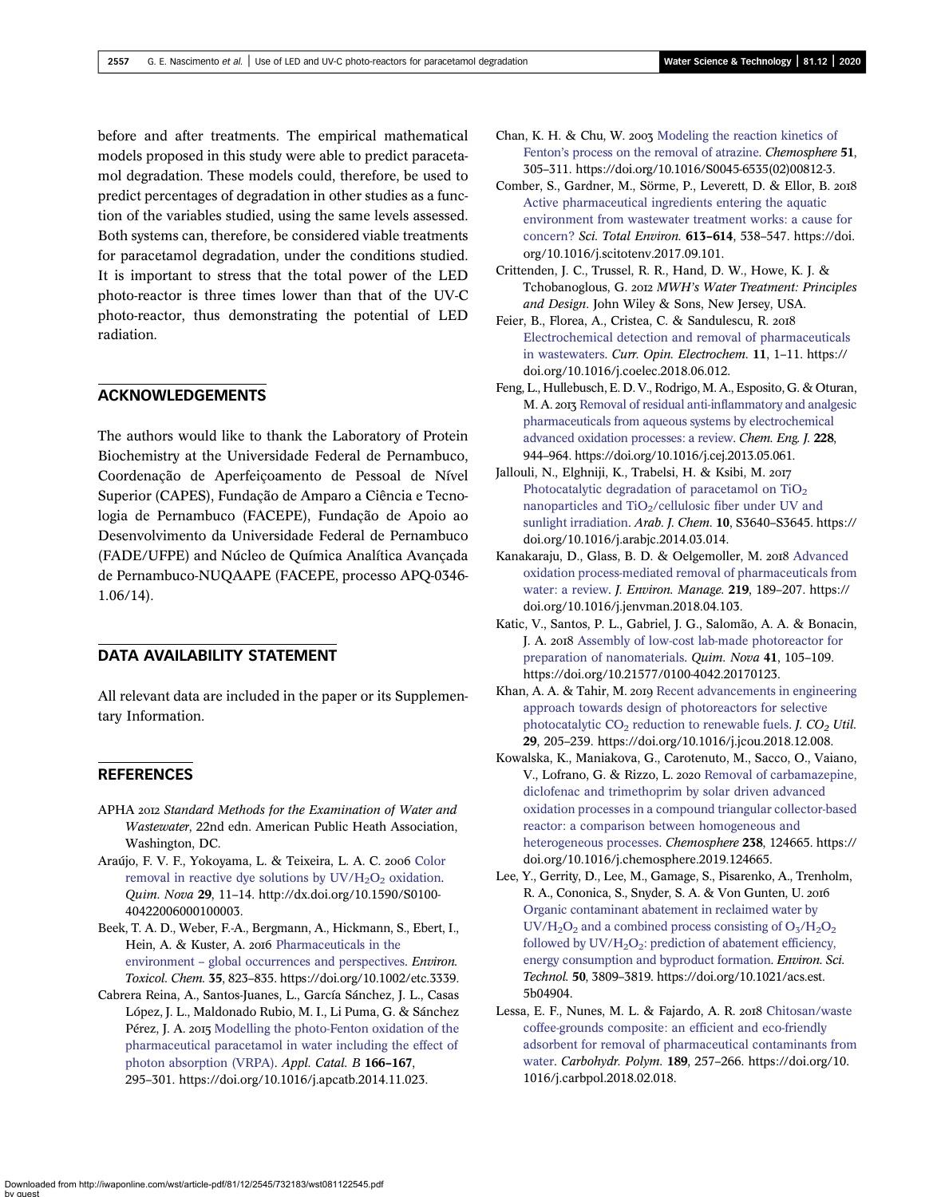before and after treatments. The empirical mathematical models proposed in this study were able to predict paracetamol degradation. These models could, therefore, be used to predict percentages of degradation in other studies as a function of the variables studied, using the same levels assessed. Both systems can, therefore, be considered viable treatments for paracetamol degradation, under the conditions studied. It is important to stress that the total power of the LED photo-reactor is three times lower than that of the UV-C photo-reactor, thus demonstrating the potential of LED radiation.

## ACKNOWLEDGEMENTS

The authors would like to thank the Laboratory of Protein Biochemistry at the Universidade Federal de Pernambuco, Coordenação de Aperfeiçoamento de Pessoal de Nível Superior (CAPES), Fundação de Amparo a Ciência e Tecnologia de Pernambuco (FACEPE), Fundação de Apoio ao Desenvolvimento da Universidade Federal de Pernambuco (FADE/UFPE) and Núcleo de Química Analítica Avançada de Pernambuco-NUQAAPE (FACEPE, processo APQ-0346-1.06/14).

## DATA AVAILABILITY STATEMENT

All relevant data are included in the paper or its Supplementary Information.

## REFERENCES

APHA 2012 *Standard Methods for the Examination of Water and Wastewater*, 22nd edn. American Public Heath Association, Washington, DC.

Araújo, F. V. F., Yokoyama, L. & Teixeira, L. A. C. 2006 Color removal in reactive dye solutions by UV/$H_2O_2$ oxidation. *Quim. Nova* **29**, 11–14. http://dx.doi.org/10.1590/S0100-40422006000100003.

Beek, T. A. D., Weber, F.-A., Bergmann, A., Hickmann, S., Ebert, I., Hein, A. & Kuster, A. 2016 Pharmaceuticals in the environment – global occurrences and perspectives. *Environ. Toxicol. Chem.* **35**, 823–835. https://doi.org/10.1002/etc.3339.

Cabrera Reina, A., Santos-Juanes, L., García Sánchez, J. L., Casas López, J. L., Maldonado Rubio, M. I., Li Puma, G. & Sánchez Pérez, J. A. 2015 Modelling the photo-Fenton oxidation of the pharmaceutical paracetamol in water including the effect of photon absorption (VRPA). *Appl. Catal. B* **166–167**, 295–301. https://doi.org/10.1016/j.apcatb.2014.11.023.

Chan, K. H. & Chu, W. 2003 Modeling the reaction kinetics of Fenton's process on the removal of atrazine. *Chemosphere* **51**, 305–311. https://doi.org/10.1016/S0045-6535(02)00812-3.

Comber, S., Gardner, M., Sörme, P., Leverett, D. & Ellor, B. 2018 Active pharmaceutical ingredients entering the aquatic environment from wastewater treatment works: a cause for concern? *Sci. Total Environ.* **613–614**, 538–547. https://doi.org/10.1016/j.scitotenv.2017.09.101.

Crittenden, J. C., Trussel, R. R., Hand, D. W., Howe, K. J. & Tchobanoglous, G. 2012 *MWH's Water Treatment: Principles and Design*. John Wiley & Sons, New Jersey, USA.

Feier, B., Florea, A., Cristea, C. & Sandulescu, R. 2018 Electrochemical detection and removal of pharmaceuticals in wastewaters. *Curr. Opin. Electrochem.* **11**, 1–11. https://doi.org/10.1016/j.coelec.2018.06.012.

Feng, L., Hullebusch, E. D. V., Rodrigo, M. A., Esposito, G. & Oturan, M. A. 2013 Removal of residual anti-inflammatory and analgesic pharmaceuticals from aqueous systems by electrochemical advanced oxidation processes: a review. *Chem. Eng. J.* **228**, 944–964. https://doi.org/10.1016/j.cej.2013.05.061.

Jallouli, N., Elghniji, K., Trabelsi, H. & Ksibi, M. 2017 Photocatalytic degradation of paracetamol on $TiO_2$ nanoparticles and $TiO_2$/cellulosic fiber under UV and sunlight irradiation. *Arab. J. Chem.* **10**, S3640–S3645. https://doi.org/10.1016/j.arabjc.2014.03.014.

Kanakaraju, D., Glass, B. D. & Oelgemoller, M. 2018 Advanced oxidation process-mediated removal of pharmaceuticals from water: a review. *J. Environ. Manage.* **219**, 189–207. https://doi.org/10.1016/j.jenvman.2018.04.103.

Katic, V., Santos, P. L., Gabriel, J. G., Salomão, A. A. & Bonacin, J. A. 2018 Assembly of low-cost lab-made photoreactor for preparation of nanomaterials. *Quim. Nova* **41**, 105–109. https://doi.org/10.21577/0100-4042.20170123.

Khan, A. A. & Tahir, M. 2019 Recent advancements in engineering approach towards design of photoreactors for selective photocatalytic $CO_2$ reduction to renewable fuels. *J. $CO_2$ Util.* **29**, 205–239. https://doi.org/10.1016/j.jcou.2018.12.008.

Kowalska, K., Maniakova, G., Carotenuto, M., Sacco, O., Vaiano, V., Lofrano, G. & Rizzo, L. 2020 Removal of carbamazepine, diclofenac and trimethoprim by solar driven advanced oxidation processes in a compound triangular collector-based reactor: a comparison between homogeneous and heterogeneous processes. *Chemosphere* **238**, 124665. https://doi.org/10.1016/j.chemosphere.2019.124665.

Lee, Y., Gerrity, D., Lee, M., Gamage, S., Pisarenko, A., Trenholm, R. A., Cononica, S., Snyder, S. A. & Von Gunten, U. 2016 Organic contaminant abatement in reclaimed water by UV/$H_2O_2$ and a combined process consisting of $O_3$/$H_2O_2$ followed by UV/$H_2O_2$: prediction of abatement efficiency, energy consumption and byproduct formation. *Environ. Sci. Technol.* **50**, 3809–3819. https://doi.org/10.1021/acs.est.5b04904.

Lessa, E. F., Nunes, M. L. & Fajardo, A. R. 2018 Chitosan/waste coffee-grounds composite: an efficient and eco-friendly adsorbent for removal of pharmaceutical contaminants from water. *Carbohydr. Polym.* **189**, 257–266. https://doi.org/10.1016/j.carbpol.2018.02.018.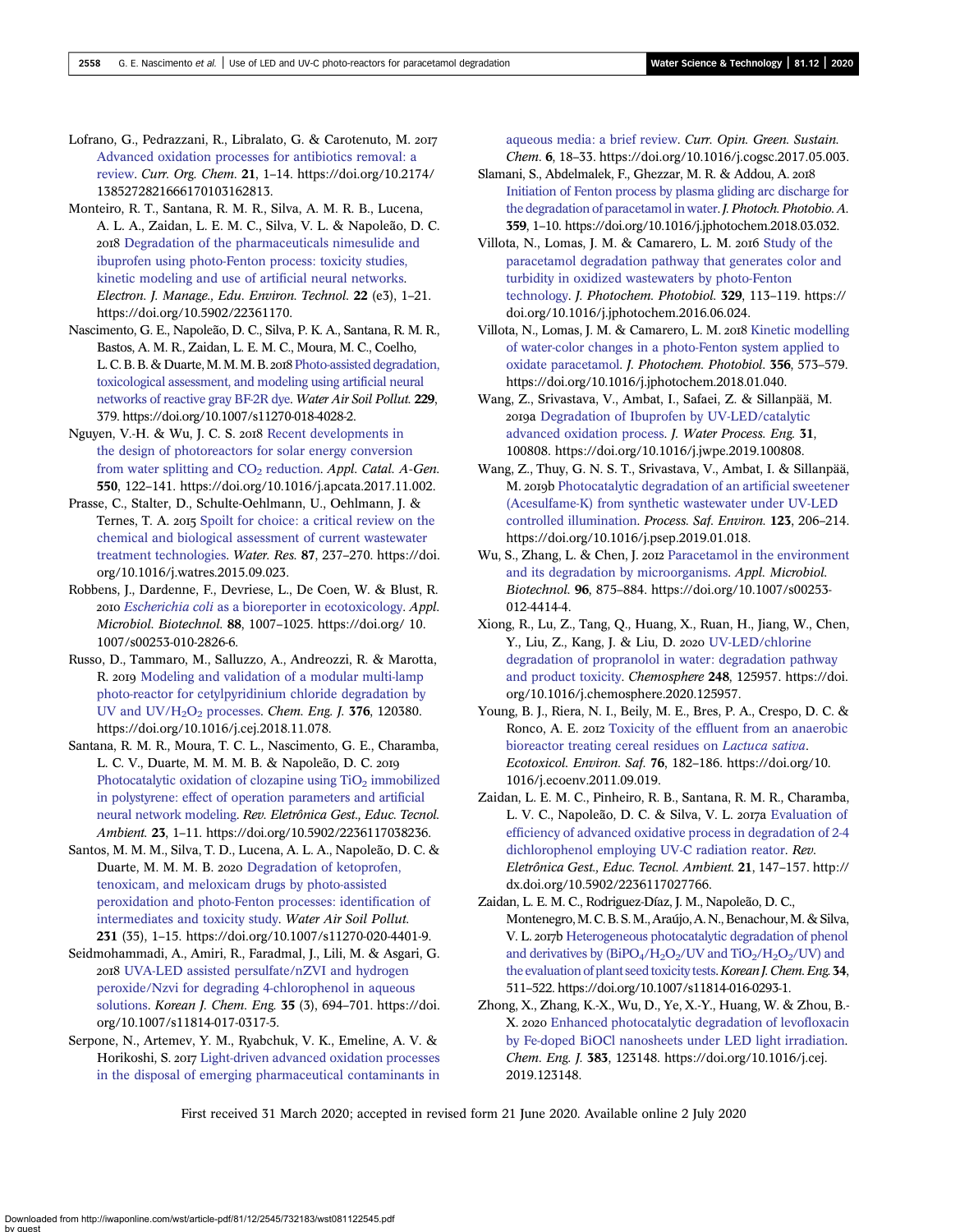Lofrano, G., Pedrazzani, R., Libralato, G. & Carotenuto, M. 2017 Advanced oxidation processes for antibiotics removal: a review. *Curr. Org. Chem.* **21**, 1–14. https://doi.org/10.2174/1385272821666170103162813.

Monteiro, R. T., Santana, R. M. R., Silva, A. M. R. B., Lucena, A. L. A., Zaidan, L. E. M. C., Silva, V. L. & Napoleão, D. C. 2018 Degradation of the pharmaceuticals nimesulide and ibuprofen using photo-Fenton process: toxicity studies, kinetic modeling and use of artificial neural networks. *Electron. J. Manage., Edu. Environ. Technol.* **22** (e3), 1–21. https://doi.org/10.5902/22361170.

Nascimento, G. E., Napoleão, D. C., Silva, P. K. A., Santana, R. M. R., Bastos, A. M. R., Zaidan, L. E. M. C., Moura, M. C., Coelho, L. C. B. B. & Duarte, M. M. M. B. 2018 Photo-assisted degradation, toxicological assessment, and modeling using artificial neural networks of reactive gray BF-2R dye. *Water Air Soil Pollut.* **229**, 379. https://doi.org/10.1007/s11270-018-4028-2.

Nguyen, V.-H. & Wu, J. C. S. 2018 Recent developments in the design of photoreactors for solar energy conversion from water splitting and $CO_2$ reduction. *Appl. Catal. A-Gen.* **550**, 122–141. https://doi.org/10.1016/j.apcata.2017.11.002.

Prasse, C., Stalter, D., Schulte-Oehlmann, U., Oehlmann, J. & Ternes, T. A. 2015 Spoilt for choice: a critical review on the chemical and biological assessment of current wastewater treatment technologies. *Water. Res.* **87**, 237–270. https://doi.org/10.1016/j.watres.2015.09.023.

Robbens, J., Dardenne, F., Devriese, L., De Coen, W. & Blust, R. 2010 *Escherichia coli* as a bioreporter in ecotoxicology. *Appl. Microbiol. Biotechnol.* **88**, 1007–1025. https://doi.org/ 10.1007/s00253-010-2826-6.

Russo, D., Tammaro, M., Salluzzo, A., Andreozzi, R. & Marotta, R. 2019 Modeling and validation of a modular multi-lamp photo-reactor for cetylpyridinium chloride degradation by UV and UV/$H_2O_2$ processes. *Chem. Eng. J.* **376**, 120380. https://doi.org/10.1016/j.cej.2018.11.078.

Santana, R. M. R., Moura, T. C. L., Nascimento, G. E., Charamba, L. C. V., Duarte, M. M. M. B. & Napoleão, D. C. 2019 Photocatalytic oxidation of clozapine using $TiO_2$ immobilized in polystyrene: effect of operation parameters and artificial neural network modeling. *Rev. Eletrônica Gest., Educ. Tecnol. Ambient.* **23**, 1–11. https://doi.org/10.5902/2236117038236.

Santos, M. M. M., Silva, T. D., Lucena, A. L. A., Napoleão, D. C. & Duarte, M. M. M. B. 2020 Degradation of ketoprofen, tenoxicam, and meloxicam drugs by photo-assisted peroxidation and photo-Fenton processes: identification of intermediates and toxicity study. *Water Air Soil Pollut.* **231** (35), 1–15. https://doi.org/10.1007/s11270-020-4401-9.

Seidmohammadi, A., Amiri, R., Faradmal, J., Lili, M. & Asgari, G. 2018 UVA-LED assisted persulfate/nZVI and hydrogen peroxide/Nzvi for degrading 4-chlorophenol in aqueous solutions. *Korean J. Chem. Eng.* **35** (3), 694–701. https://doi.org/10.1007/s11814-017-0317-5.

Serpone, N., Artemev, Y. M., Ryabchuk, V. K., Emeline, A. V. & Horikoshi, S. 2017 Light-driven advanced oxidation processes in the disposal of emerging pharmaceutical contaminants in aqueous media: a brief review. *Curr. Opin. Green. Sustain. Chem.* **6**, 18–33. https://doi.org/10.1016/j.cogsc.2017.05.003.

Slamani, S., Abdelmalek, F., Ghezzar, M. R. & Addou, A. 2018 Initiation of Fenton process by plasma gliding arc discharge for the degradation of paracetamol in water. *J. Photoch. Photobio. A.* **359**, 1–10. https://doi.org/10.1016/j.jphotochem.2018.03.032.

Villota, N., Lomas, J. M. & Camarero, L. M. 2016 Study of the paracetamol degradation pathway that generates color and turbidity in oxidized wastewaters by photo-Fenton technology. *J. Photochem. Photobiol.* **329**, 113–119. https://doi.org/10.1016/j.jphotochem.2016.06.024.

Villota, N., Lomas, J. M. & Camarero, L. M. 2018 Kinetic modelling of water-color changes in a photo-Fenton system applied to oxidate paracetamol. *J. Photochem. Photobiol.* **356**, 573–579. https://doi.org/10.1016/j.jphotochem.2018.01.040.

Wang, Z., Srivastava, V., Ambat, I., Safaei, Z. & Sillanpää, M. 2019a Degradation of Ibuprofen by UV-LED/catalytic advanced oxidation process. *J. Water Process. Eng.* **31**, 100808. https://doi.org/10.1016/j.jwpe.2019.100808.

Wang, Z., Thuy, G. N. S. T., Srivastava, V., Ambat, I. & Sillanpää, M. 2019b Photocatalytic degradation of an artificial sweetener (Acesulfame-K) from synthetic wastewater under UV-LED controlled illumination. *Process. Saf. Environ.* **123**, 206–214. https://doi.org/10.1016/j.psep.2019.01.018.

Wu, S., Zhang, L. & Chen, J. 2012 Paracetamol in the environment and its degradation by microorganisms. *Appl. Microbiol. Biotechnol.* **96**, 875–884. https://doi.org/10.1007/s00253-012-4414-4.

Xiong, R., Lu, Z., Tang, Q., Huang, X., Ruan, H., Jiang, W., Chen, Y., Liu, Z., Kang, J. & Liu, D. 2020 UV-LED/chlorine degradation of propranolol in water: degradation pathway and product toxicity. *Chemosphere* **248**, 125957. https://doi.org/10.1016/j.chemosphere.2020.125957.

Young, B. J., Riera, N. I., Beily, M. E., Bres, P. A., Crespo, D. C. & Ronco, A. E. 2012 Toxicity of the effluent from an anaerobic bioreactor treating cereal residues on *Lactuca sativa*. *Ecotoxicol. Environ. Saf.* **76**, 182–186. https://doi.org/10.1016/j.ecoenv.2011.09.019.

Zaidan, L. E. M. C., Pinheiro, R. B., Santana, R. M. R., Charamba, L. V. C., Napoleão, D. C. & Silva, V. L. 2017a Evaluation of efficiency of advanced oxidative process in degradation of 2-4 dichlorophenol employing UV-C radiation reator. *Rev. Eletrônica Gest., Educ. Tecnol. Ambient.* **21**, 147–157. http://dx.doi.org/10.5902/2236117027766.

Zaidan, L. E. M. C., Rodriguez-Díaz, J. M., Napoleão, D. C., Montenegro, M. C. B. S. M., Araújo, A. N., Benachour, M. & Silva, V. L. 2017b Heterogeneous photocatalytic degradation of phenol and derivatives by ($BiPO_4$/$H_2O_2$/UV and $TiO_2$/$H_2O_2$/UV) and the evaluation of plant seed toxicity tests. *Korean J. Chem. Eng.* **34**, 511–522. https://doi.org/10.1007/s11814-016-0293-1.

Zhong, X., Zhang, K.-X., Wu, D., Ye, X.-Y., Huang, W. & Zhou, B.-X. 2020 Enhanced photocatalytic degradation of levofloxacin by Fe-doped BiOCl nanosheets under LED light irradiation. *Chem. Eng. J.* **383**, 123148. https://doi.org/10.1016/j.cej.2019.123148.

First received 31 March 2020; accepted in revised form 21 June 2020. Available online 2 July 2020